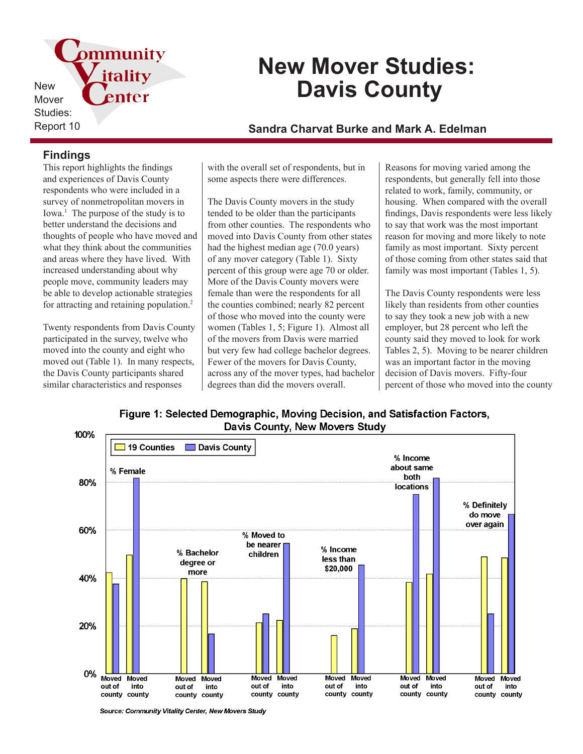Community Vitality Center

New Mover Studies: Report 10

# New Mover Studies: Davis County

**Sandra Charvat Burke and Mark A. Edelman**

## Findings

This report highlights the findings and experiences of Davis County respondents who were included in a survey of nonmetropolitan movers in Iowa.[1] The purpose of the study is to better understand the decisions and thoughts of people who have moved and what they think about the communities and areas where they have lived. With increased understanding about why people move, community leaders may be able to develop actionable strategies for attracting and retaining population.[2]

Twenty respondents from Davis County participated in the survey, twelve who moved into the county and eight who moved out (Table 1). In many respects, the Davis County participants shared similar characteristics and responses with the overall set of respondents, but in some aspects there were differences.

The Davis County movers in the study tended to be older than the participants from other counties. The respondents who moved into Davis County from other states had the highest median age (70.0 years) of any mover category (Table 1). Sixty percent of this group were age 70 or older. More of the Davis County movers were female than were the respondents for all the counties combined; nearly 82 percent of those who moved into the county were women (Tables 1, 5; Figure 1). Almost all of the movers from Davis were married but very few had college bachelor degrees. Fewer of the movers for Davis County, across any of the mover types, had bachelor degrees than did the movers overall.

Reasons for moving varied among the respondents, but generally fell into those related to work, family, community, or housing. When compared with the overall findings, Davis respondents were less likely to say that work was the most important reason for moving and more likely to note family as most important. Sixty percent of those coming from other states said that family was most important (Tables 1, 5).

The Davis County respondents were less likely than residents from other counties to say they took a new job with a new employer, but 28 percent who left the county said they moved to look for work Tables 2, 5). Moving to be nearer children was an important factor in the moving decision of Davis movers. Fifty-four percent of those who moved into the county

**Figure 1: Selected Demographic, Moving Decision, and Satisfaction Factors, Davis County, New Movers Study**

| Factor | Mover type | 19 Counties | Davis County |
|---|---|---|---|
| % Female | Moved out of county | 43% | 38% |
| | Moved into county | 50% | 82% |
| % Bachelor degree or more | Moved out of county | 40% | 0% |
| | Moved into county | 39% | 17% |
| % Moved to be nearer children | Moved out of county | 22% | 25% |
| | Moved into county | 23% | 55% |
| % Income less than $20,000 | Moved out of county | 16% | 0% |
| | Moved into county | 19% | 46% |
| % Income about same both locations | Moved out of county | 38% | 75% |
| | Moved into county | 42% | 82% |
| % Definitely do move over again | Moved out of county | 49% | 25% |
| | Moved into county | 49% | 67% |

*Source: Community Vitality Center, New Movers Study*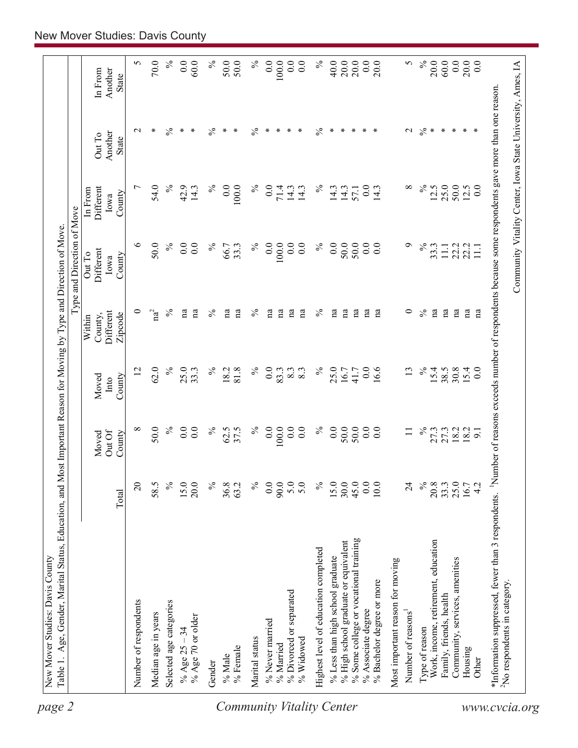New Mover Studies: Davis County

Table 1. Age, Gender, Marital Status, Education, and Most Important Reason for Moving by Type and Direction of Move.

| | Total | Moved Out Of County | Moved Into County | Within County, Different Zipcode | Out To Different Iowa County | In From Different Iowa County | Out To Another State | In From Another State |
|---|---|---|---|---|---|---|---|---|
| | | | | Type and Direction of Move | | | | |
| Number of respondents | 20 | 8 | 12 | 0 | 6 | 7 | 2 | 5 |
| Median age in years | 58.5 | 50.0 | 62.0 | na[2] | 50.0 | 54.0 | * | 70.0 |
| Selected age categories | % | % | % | % | % | % | % | % |
| % Age 25 – 34 | 15.0 | 0.0 | 25.0 | na | 0.0 | 42.9 | * | 0.0 |
| % Age 70 or older | 20.0 | 0.0 | 33.3 | na | 0.0 | 14.3 | * | 60.0 |
| Gender | % | % | % | % | % | % | % | % |
| % Male | 36.8 | 62.5 | 18.2 | na | 66.7 | 0.0 | * | 50.0 |
| % Female | 63.2 | 37.5 | 81.8 | na | 33.3 | 100.0 | * | 50.0 |
| Marital status | % | % | % | % | % | % | % | % |
| % Never married | 0.0 | 0.0 | 0.0 | na | 0.0 | 0.0 | * | 0.0 |
| % Married | 90.0 | 100.0 | 83.3 | na | 100.0 | 71.4 | * | 100.0 |
| % Divorced or separated | 5.0 | 0.0 | 8.3 | na | 0.0 | 14.3 | * | 0.0 |
| % Widowed | 5.0 | 0.0 | 8.3 | na | 0.0 | 14.3 | * | 0.0 |
| Highest level of education completed | % | % | % | % | % | % | % | % |
| % Less than high school graduate | 15.0 | 0.0 | 25.0 | na | 0.0 | 14.3 | * | 40.0 |
| % High school graduate or equivalent | 30.0 | 50.0 | 16.7 | na | 50.0 | 14.3 | * | 20.0 |
| % Some college or vocational training | 45.0 | 50.0 | 41.7 | na | 50.0 | 57.1 | * | 20.0 |
| % Associate degree | 0.0 | 0.0 | 0.0 | na | 0.0 | 0.0 | * | 0.0 |
| % Bachelor degree or more | 10.0 | 0.0 | 16.6 | na | 0.0 | 14.3 | * | 20.0 |
| Most important reason for moving | | | | | | | | |
| Number of reasons[1] | 24 | 11 | 13 | 0 | 9 | 8 | 2 | 5 |
| Type of reason | % | % | % | % | % | % | % | % |
| Work, income, retirement, education | 20.8 | 27.3 | 15.4 | na | 33.3 | 12.5 | * | 20.0 |
| Family, friends, health | 33.3 | 27.3 | 38.5 | na | 11.1 | 25.0 | * | 60.0 |
| Community, services, amenities | 25.0 | 18.2 | 30.8 | na | 22.2 | 50.0 | * | 0.0 |
| Housing | 16.7 | 18.2 | 15.4 | na | 22.2 | 12.5 | * | 20.0 |
| Other | 4.2 | 9.1 | 0.0 | na | 11.1 | 0.0 | * | 0.0 |

*Information suppressed, fewer than 3 respondents. [1]Number of reasons exceeds number of respondents because some respondents gave more than one reason.
[2]No respondents in category.

Community Vitality Center, Iowa State University, Ames, IA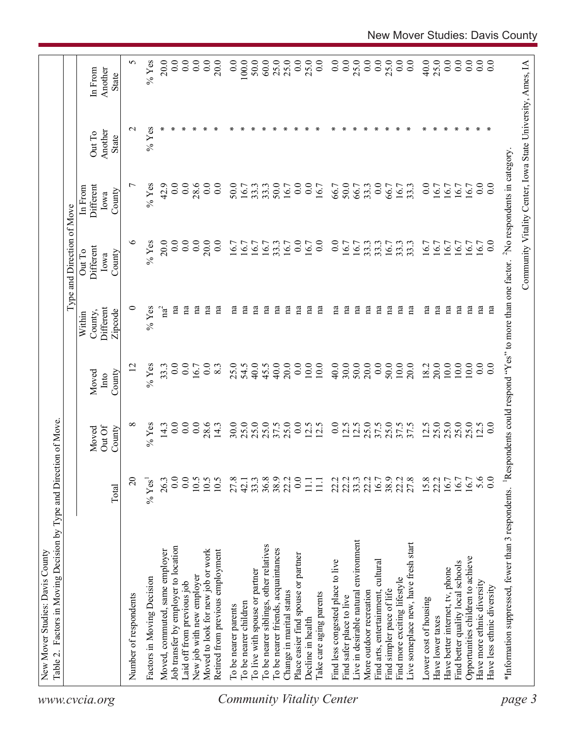New Mover Studies: Davis County

Table 2. Factors in Moving Decision by Type and Direction of Move.

| | Total | Moved Out Of County | Moved Into County | Within County, Different Zipcode | Out To Different Iowa County | In From Different Iowa County | Out To Another State | In From Another State |
|---|---|---|---|---|---|---|---|---|
| | | | | Type and Direction of Move | | | | |
| Number of respondents | 20 | 8 | 12 | 0 | 6 | 7 | 2 | 5 |
| Factors in Moving Decision | % Yes[1] | % Yes | % Yes | % Yes | % Yes | % Yes | % Yes | % Yes |
| Moved, commuted, same employer | 26.3 | 14.3 | 33.3 | na[2] | 20.0 | 42.9 | * | 20.0 |
| Job transfer by employer to location | 0.0 | 0.0 | 0.0 | na | 0.0 | 0.0 | * | 0.0 |
| Laid off from previous job | 0.0 | 0.0 | 0.0 | na | 0.0 | 0.0 | * | 0.0 |
| New job with new employer | 10.5 | 0.0 | 16.7 | na | 0.0 | 28.6 | * | 0.0 |
| Moved to look for new job or work | 10.5 | 28.6 | 0.0 | na | 20.0 | 0.0 | * | 0.0 |
| Retired from previous employment | 10.5 | 14.3 | 8.3 | na | 0.0 | 0.0 | * | 20.0 |
| To be nearer parents | 27.8 | 30.0 | 25.0 | na | 16.7 | 50.0 | * | 0.0 |
| To be nearer children | 42.1 | 25.0 | 54.5 | na | 16.7 | 16.7 | * | 100.0 |
| To live with spouse or partner | 33.3 | 25.0 | 40.0 | na | 16.7 | 33.3 | * | 50.0 |
| To be nearer siblings, other relatives | 36.8 | 25.0 | 45.5 | na | 16.7 | 33.3 | * | 60.0 |
| To be nearer friends, acquaintances | 38.9 | 37.5 | 40.0 | na | 33.3 | 50.0 | * | 25.0 |
| Change in marital status | 22.2 | 25.0 | 20.0 | na | 16.7 | 16.7 | * | 25.0 |
| Place easier find spouse or partner | 0.0 | 0.0 | 0.0 | na | 0.0 | 0.0 | * | 0.0 |
| Decline in health | 11.1 | 12.5 | 10.0 | na | 16.7 | 0.0 | * | 25.0 |
| Take care aging parents | 11.1 | 12.5 | 10.0 | na | 0.0 | 16.7 | * | 0.0 |
| Find less congested place to live | 22.2 | 0.0 | 40.0 | na | 0.0 | 66.7 | * | 0.0 |
| Find safer place to live | 22.2 | 12.5 | 30.0 | na | 16.7 | 50.0 | * | 0.0 |
| Live in desirable natural environment | 33.3 | 12.5 | 50.0 | na | 16.7 | 66.7 | * | 25.0 |
| More outdoor recreation | 22.2 | 25.0 | 20.0 | na | 33.3 | 33.3 | * | 0.0 |
| Find arts, entertainment, cultural | 16.7 | 37.5 | 0.0 | na | 33.3 | 0.0 | * | 0.0 |
| Find simpler pace of life | 38.9 | 25.0 | 50.0 | na | 16.7 | 66.7 | * | 25.0 |
| Find more exciting lifestyle | 22.2 | 37.5 | 10.0 | na | 33.3 | 16.7 | * | 0.0 |
| Live someplace new, have fresh start | 27.8 | 37.5 | 20.0 | na | 33.3 | 33.3 | * | 0.0 |
| Lower cost of housing | 15.8 | 12.5 | 18.2 | na | 16.7 | 0.0 | * | 40.0 |
| Have lower taxes | 22.2 | 25.0 | 20.0 | na | 16.7 | 16.7 | * | 25.0 |
| Have better internet, tv, phone | 16.7 | 25.0 | 10.0 | na | 16.7 | 16.7 | * | 0.0 |
| Find better quality local schools | 16.7 | 25.0 | 10.0 | na | 16.7 | 16.7 | * | 0.0 |
| Opportunities children to achieve | 16.7 | 25.0 | 10.0 | na | 16.7 | 16.7 | * | 0.0 |
| Have more ethnic diversity | 5.6 | 12.5 | 0.0 | na | 16.7 | 0.0 | * | 0.0 |
| Have less ethnic diversity | 0.0 | 0.0 | 0.0 | na | 0.0 | 0.0 | * | 0.0 |

*Information suppressed, fewer than 3 respondents. [1]Respondents could respond "Yes" to more than one factor. [2]No respondents in category.

Community Vitality Center, Iowa State University, Ames, IA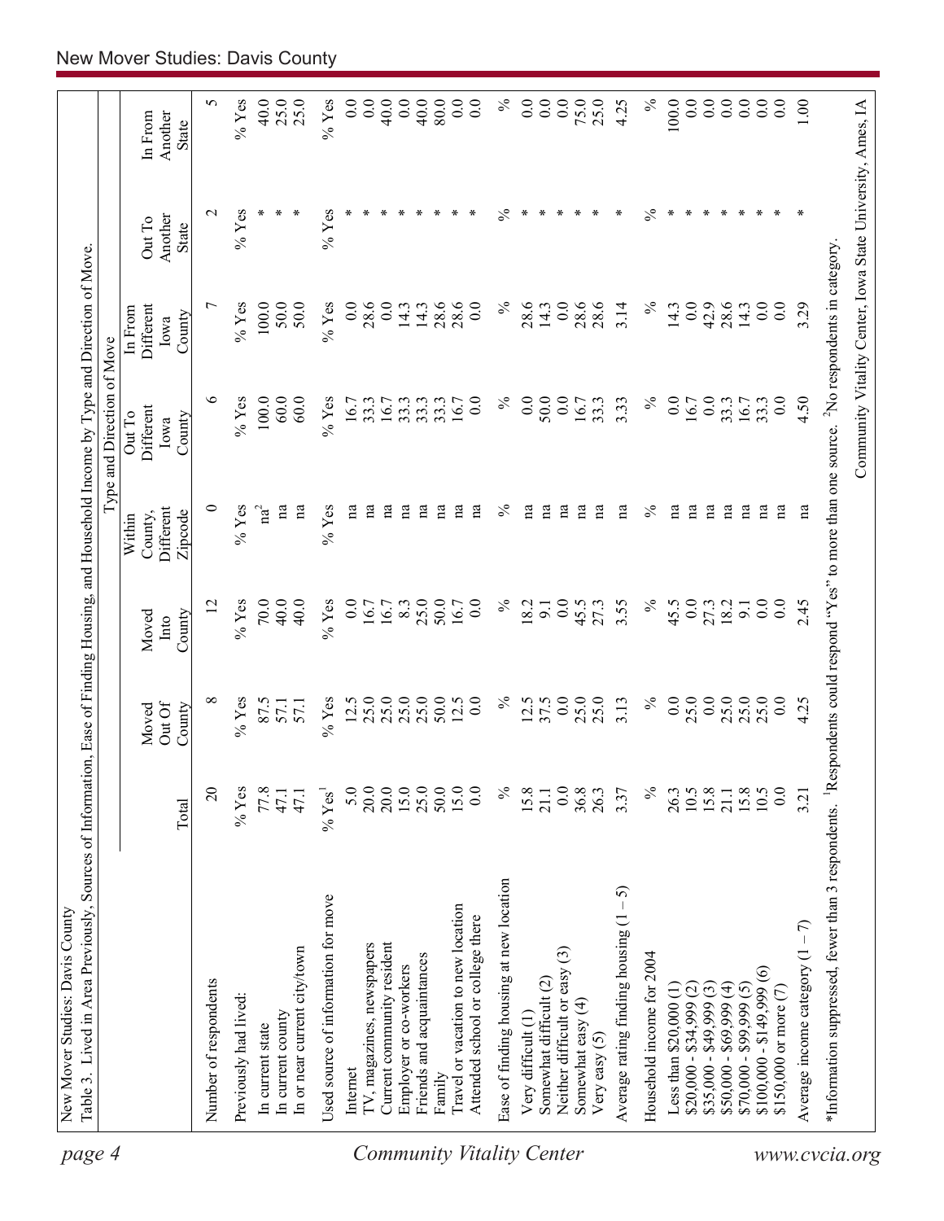New Mover Studies: Davis County

Table 3. Lived in Area Previously, Sources of Information, Ease of Finding Housing, and Household Income by Type and Direction of Move.

| | Total | Moved Out Of County | Moved Into County | Within County, Different Zipcode | Out To Different Iowa County | In From Different Iowa County | Out To Another State | In From Another State |
|---|---|---|---|---|---|---|---|---|
| | | Type and Direction of Move | | | | | | |
| Number of respondents | 20 | 8 | 12 | 0 | 6 | 7 | 2 | 5 |
| Previously had lived: | % Yes | % Yes | % Yes | % Yes | % Yes | % Yes | % Yes | % Yes |
| In current state | 77.8 | 87.5 | 70.0 | na[2] | 100.0 | 100.0 | * | 40.0 |
| In current county | 47.1 | 57.1 | 40.0 | na | 60.0 | 50.0 | * | 25.0 |
| In or near current city/town | 47.1 | 57.1 | 40.0 | na | 60.0 | 50.0 | * | 25.0 |
| Used source of information for move | % Yes[1] | % Yes | % Yes | % Yes | % Yes | % Yes | % Yes | % Yes |
| Internet | 5.0 | 12.5 | 0.0 | na | 16.7 | 0.0 | * | 0.0 |
| TV, magazines, newspapers | 20.0 | 25.0 | 16.7 | na | 33.3 | 28.6 | * | 0.0 |
| Current community resident | 20.0 | 25.0 | 16.7 | na | 16.7 | 0.0 | * | 40.0 |
| Employer or co-workers | 15.0 | 25.0 | 8.3 | na | 33.3 | 14.3 | * | 0.0 |
| Friends and acquaintances | 25.0 | 25.0 | 25.0 | na | 33.3 | 14.3 | * | 40.0 |
| Family | 50.0 | 50.0 | 50.0 | na | 33.3 | 28.6 | * | 80.0 |
| Travel or vacation to new location | 15.0 | 12.5 | 16.7 | na | 16.7 | 28.6 | * | 0.0 |
| Attended school or college there | 0.0 | 0.0 | 0.0 | na | 0.0 | 0.0 | * | 0.0 |
| Ease of finding housing at new location | % | % | % | % | % | % | % | % |
| Very difficult (1) | 15.8 | 12.5 | 18.2 | na | 0.0 | 28.6 | * | 0.0 |
| Somewhat difficult (2) | 21.1 | 37.5 | 9.1 | na | 50.0 | 14.3 | * | 0.0 |
| Neither difficult or easy (3) | 0.0 | 0.0 | 0.0 | na | 0.0 | 0.0 | * | 0.0 |
| Somewhat easy (4) | 36.8 | 25.0 | 45.5 | na | 16.7 | 28.6 | * | 75.0 |
| Very easy (5) | 26.3 | 25.0 | 27.3 | na | 33.3 | 28.6 | * | 25.0 |
| Average rating finding housing (1 – 5) | 3.37 | 3.13 | 3.55 | na | 3.33 | 3.14 | * | 4.25 |
| Household income for 2004 | % | % | % | % | % | % | % | % |
| Less than $20,000 (1) | 26.3 | 0.0 | 45.5 | na | 0.0 | 14.3 | * | 100.0 |
| $20,000 - $34,999 (2) | 10.5 | 25.0 | 0.0 | na | 16.7 | 0.0 | * | 0.0 |
| $35,000 - $49,999 (3) | 15.8 | 0.0 | 27.3 | na | 0.0 | 42.9 | * | 0.0 |
| $50,000 - $69,999 (4) | 21.1 | 25.0 | 18.2 | na | 33.3 | 28.6 | * | 0.0 |
| $70,000 - $99,999 (5) | 15.8 | 25.0 | 9.1 | na | 16.7 | 14.3 | * | 0.0 |
| $100,000 - $149,999 (6) | 10.5 | 25.0 | 0.0 | na | 33.3 | 0.0 | * | 0.0 |
| $150,000 or more (7) | 0.0 | 0.0 | 0.0 | na | 0.0 | 0.0 | * | 0.0 |
| Average income category (1 – 7) | 3.21 | 4.25 | 2.45 | na | 4.50 | 3.29 | * | 1.00 |

*Information suppressed, fewer than 3 respondents. [1]Respondents could respond "Yes" to more than one source. [2]No respondents in category.

Community Vitality Center, Iowa State University, Ames, IA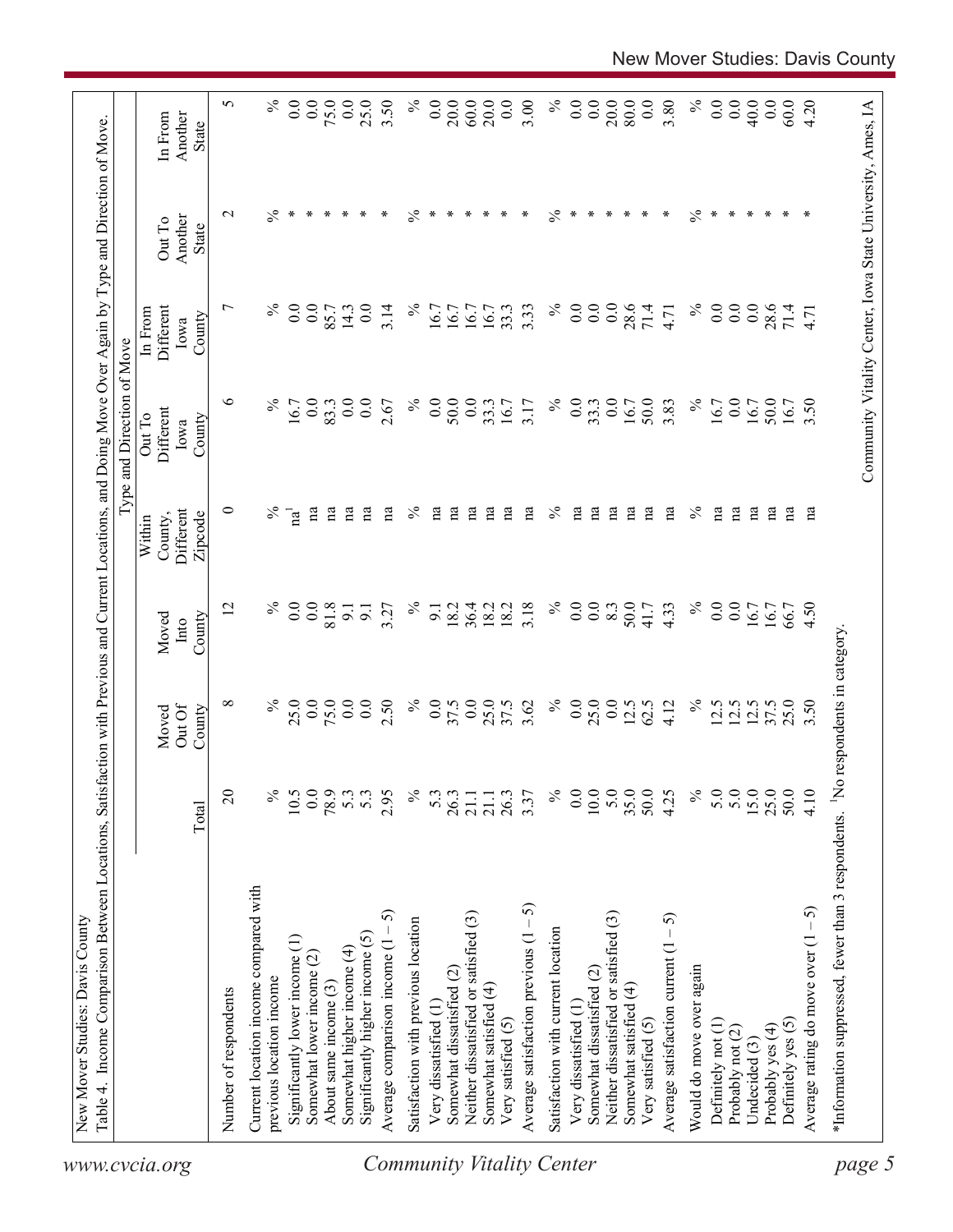New Mover Studies: Davis County

Table 4. Income Comparison Between Locations, Satisfaction with Previous and Current Locations, and Doing Move Over Again by Type and Direction of Move.

| | Total | Moved Out Of County | Moved Into County | Within County, Different Zipcode | Out To Different Iowa County | In From Different Iowa County | Out To Another State | In From Another State |
|---|---|---|---|---|---|---|---|---|
| | | | | Type and Direction of Move | | | | |
| Number of respondents | 20 | 8 | 12 | 0 | 6 | 7 | 2 | 5 |
| Current location income compared with previous location income | % | % | % | % | % | % | % | % |
| Significantly lower income (1) | 10.5 | 25.0 | 0.0 | na[1] | 16.7 | 0.0 | * | 0.0 |
| Somewhat lower income (2) | 0.0 | 0.0 | 0.0 | na | 0.0 | 0.0 | * | 0.0 |
| About same income (3) | 78.9 | 75.0 | 81.8 | na | 83.3 | 85.7 | * | 75.0 |
| Somewhat higher income (4) | 5.3 | 0.0 | 9.1 | na | 0.0 | 14.3 | * | 0.0 |
| Significantly higher income (5) | 5.3 | 0.0 | 9.1 | na | 0.0 | 0.0 | * | 25.0 |
| Average comparison income (1 – 5) | 2.95 | 2.50 | 3.27 | na | 2.67 | 3.14 | * | 3.50 |
| Satisfaction with previous location | % | % | % | % | % | % | % | % |
| Very dissatisfied (1) | 5.3 | 0.0 | 9.1 | na | 0.0 | 16.7 | * | 0.0 |
| Somewhat dissatisfied (2) | 26.3 | 37.5 | 18.2 | na | 50.0 | 16.7 | * | 20.0 |
| Neither dissatisfied or satisfied (3) | 21.1 | 0.0 | 36.4 | na | 0.0 | 16.7 | * | 60.0 |
| Somewhat satisfied (4) | 21.1 | 25.0 | 18.2 | na | 33.3 | 16.7 | * | 20.0 |
| Very satisfied (5) | 26.3 | 37.5 | 18.2 | na | 16.7 | 33.3 | * | 0.0 |
| Average satisfaction previous (1 – 5) | 3.37 | 3.62 | 3.18 | na | 3.17 | 3.33 | * | 3.00 |
| Satisfaction with current location | % | % | % | % | % | % | % | % |
| Very dissatisfied (1) | 0.0 | 0.0 | 0.0 | na | 0.0 | 0.0 | * | 0.0 |
| Somewhat dissatisfied (2) | 10.0 | 25.0 | 0.0 | na | 33.3 | 0.0 | * | 0.0 |
| Neither dissatisfied or satisfied (3) | 5.0 | 0.0 | 8.3 | na | 0.0 | 0.0 | * | 20.0 |
| Somewhat satisfied (4) | 35.0 | 12.5 | 50.0 | na | 16.7 | 28.6 | * | 80.0 |
| Very satisfied (5) | 50.0 | 62.5 | 41.7 | na | 50.0 | 71.4 | * | 0.0 |
| Average satisfaction current (1 – 5) | 4.25 | 4.12 | 4.33 | na | 3.83 | 4.71 | * | 3.80 |
| Would do move over again | % | % | % | % | % | % | % | % |
| Definitely not (1) | 5.0 | 12.5 | 0.0 | na | 16.7 | 0.0 | * | 0.0 |
| Probably not (2) | 5.0 | 12.5 | 0.0 | na | 0.0 | 0.0 | * | 0.0 |
| Undecided (3) | 15.0 | 12.5 | 16.7 | na | 16.7 | 0.0 | * | 40.0 |
| Probably yes (4) | 25.0 | 37.5 | 16.7 | na | 50.0 | 28.6 | * | 0.0 |
| Definitely yes (5) | 50.0 | 25.0 | 66.7 | na | 16.7 | 71.4 | * | 60.0 |
| Average rating do move over (1 – 5) | 4.10 | 3.50 | 4.50 | na | 3.50 | 4.71 | * | 4.20 |

*Information suppressed, fewer than 3 respondents. [1]No respondents in category.

Community Vitality Center, Iowa State University, Ames, IA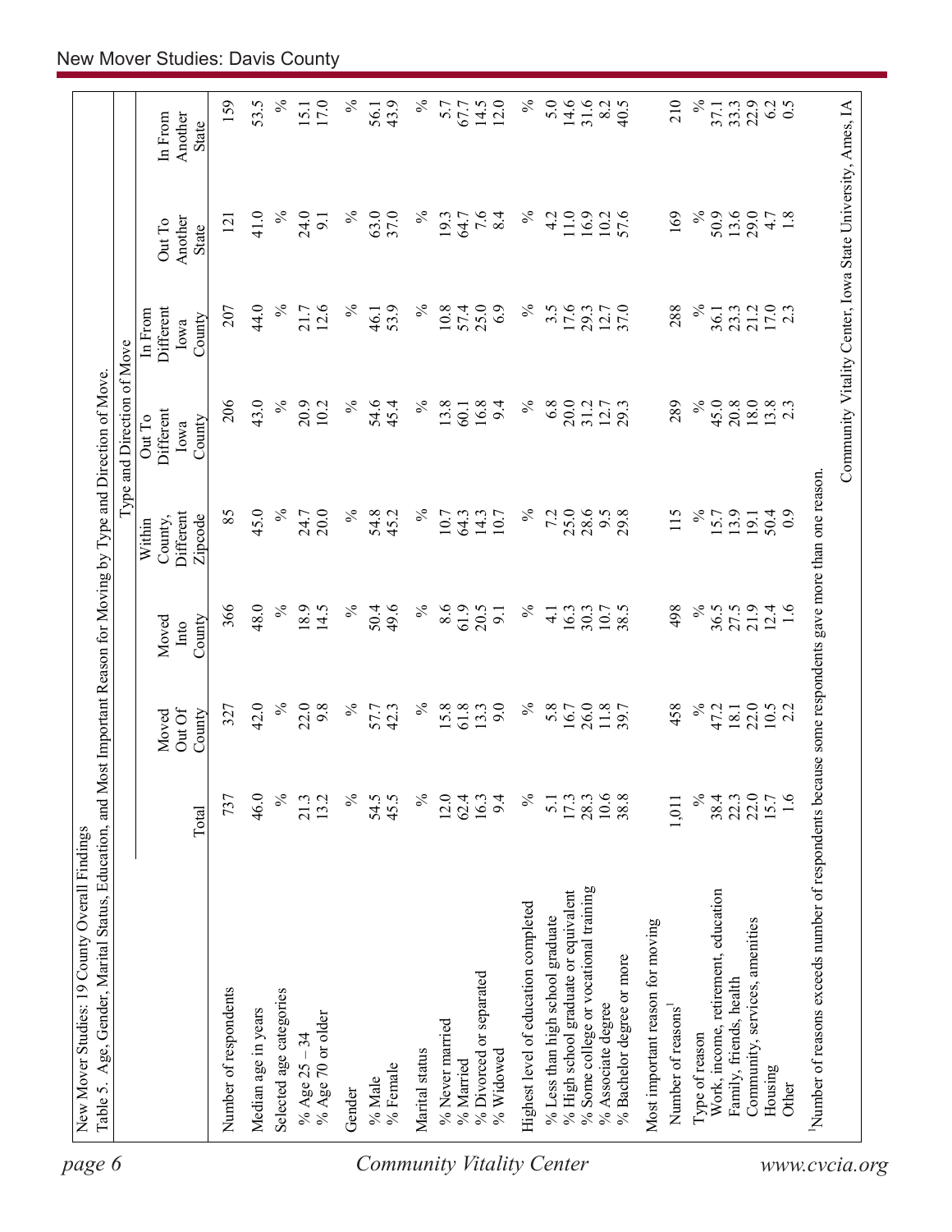New Mover Studies: 19 County Overall Findings

Table 5. Age, Gender, Marital Status, Education, and Most Important Reason for Moving by Type and Direction of Move.

| | Total | Moved Out Of County | Moved Into County | Type and Direction of Move: Within County, Different Zipcode | Out To Different Iowa County | In From Different Iowa County | Out To Another State | In From Another State |
|---|---|---|---|---|---|---|---|---|
| Number of respondents | 737 | 327 | 366 | 85 | 206 | 207 | 121 | 159 |
| Median age in years | 46.0 | 42.0 | 48.0 | 45.0 | 43.0 | 44.0 | 41.0 | 53.5 |
| Selected age categories | % | % | % | % | % | % | % | % |
| % Age 25 – 34 | 21.3 | 22.0 | 18.9 | 24.7 | 20.9 | 21.7 | 24.0 | 15.1 |
| % Age 70 or older | 13.2 | 9.8 | 14.5 | 20.0 | 10.2 | 12.6 | 9.1 | 17.0 |
| Gender | % | % | % | % | % | % | % | % |
| % Male | 54.5 | 57.7 | 50.4 | 54.8 | 54.6 | 46.1 | 63.0 | 56.1 |
| % Female | 45.5 | 42.3 | 49.6 | 45.2 | 45.4 | 53.9 | 37.0 | 43.9 |
| Marital status | % | % | % | % | % | % | % | % |
| % Never married | 12.0 | 15.8 | 8.6 | 10.7 | 13.8 | 10.8 | 19.3 | 5.7 |
| % Married | 62.4 | 61.8 | 61.9 | 64.3 | 60.1 | 57.4 | 64.7 | 67.7 |
| % Divorced or separated | 16.3 | 13.3 | 20.5 | 14.3 | 16.8 | 25.0 | 7.6 | 14.5 |
| % Widowed | 9.4 | 9.0 | 9.1 | 10.7 | 9.4 | 6.9 | 8.4 | 12.0 |
| Highest level of education completed | % | % | % | % | % | % | % | % |
| % Less than high school graduate | 5.1 | 5.8 | 4.1 | 7.2 | 6.8 | 3.5 | 4.2 | 5.0 |
| % High school graduate or equivalent | 17.3 | 16.7 | 16.3 | 25.0 | 20.0 | 17.6 | 11.0 | 14.6 |
| % Some college or vocational training | 28.3 | 26.0 | 30.3 | 28.6 | 31.2 | 29.3 | 16.9 | 31.6 |
| % Associate degree | 10.6 | 11.8 | 10.7 | 9.5 | 12.7 | 12.7 | 10.2 | 8.2 |
| % Bachelor degree or more | 38.8 | 39.7 | 38.5 | 29.8 | 29.3 | 37.0 | 57.6 | 40.5 |
| Most important reason for moving | | | | | | | | |
| Number of reasons[1] | 1,011 | 458 | 498 | 115 | 289 | 288 | 169 | 210 |
| Type of reason | % | % | % | % | % | % | % | % |
| Work, income, retirement, education | 38.4 | 47.2 | 36.5 | 15.7 | 45.0 | 36.1 | 50.9 | 37.1 |
| Family, friends, health | 22.3 | 18.1 | 27.5 | 13.9 | 20.8 | 23.3 | 13.6 | 33.3 |
| Community, services, amenities | 22.0 | 22.0 | 21.9 | 19.1 | 18.0 | 21.2 | 29.0 | 22.9 |
| Housing | 15.7 | 10.5 | 12.4 | 50.4 | 13.8 | 17.0 | 4.7 | 6.2 |
| Other | 1.6 | 2.2 | 1.6 | 0.9 | 2.3 | 2.3 | 1.8 | 0.5 |

[1]Number of reasons exceeds number of respondents because some respondents gave more than one reason.

Community Vitality Center, Iowa State University, Ames, IA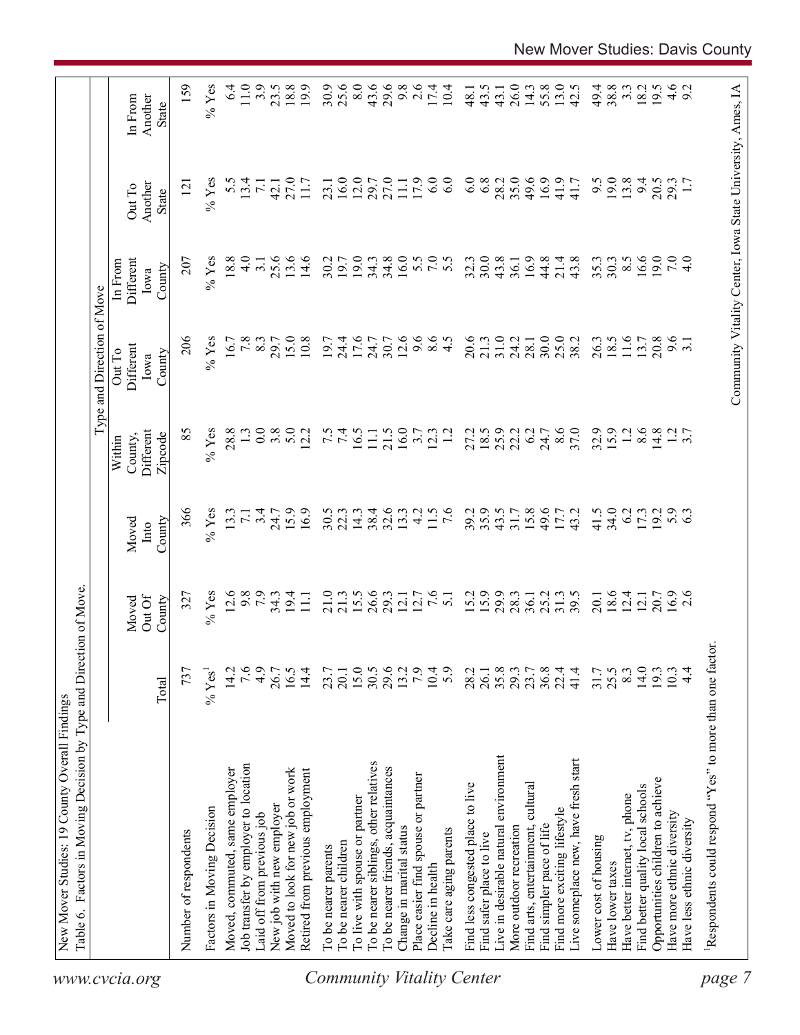New Mover Studies: 19 County Overall Findings

Table 6. Factors in Moving Decision by Type and Direction of Move.

| | Total | Moved Out Of County | Moved Into County | Type and Direction of Move: Within County, Different Zipcode | Out To Different Iowa County | In From Different Iowa County | Out To Another State | In From Another State |
|---|---|---|---|---|---|---|---|---|
| Number of respondents | 737 | 327 | 366 | 85 | 206 | 207 | 121 | 159 |
| Factors in Moving Decision | % Yes[1] | % Yes | % Yes | % Yes | % Yes | % Yes | % Yes | % Yes |
| Moved, commuted, same employer | 14.2 | 12.6 | 13.3 | 28.8 | 16.7 | 18.8 | 5.5 | 6.4 |
| Job transfer by employer to location | 7.6 | 9.8 | 7.1 | 1.3 | 7.8 | 4.0 | 13.4 | 11.0 |
| Laid off from previous job | 4.9 | 7.9 | 3.4 | 0.0 | 8.3 | 3.1 | 7.1 | 3.9 |
| New job with new employer | 26.7 | 34.3 | 24.7 | 3.8 | 29.7 | 25.6 | 42.1 | 23.5 |
| Moved to look for new job or work | 16.5 | 19.4 | 15.9 | 5.0 | 15.0 | 13.6 | 27.0 | 18.8 |
| Retired from previous employment | 14.4 | 11.1 | 16.9 | 12.2 | 10.8 | 14.6 | 11.7 | 19.9 |
| To be nearer parents | 23.7 | 21.0 | 30.5 | 7.5 | 19.7 | 30.2 | 23.1 | 30.9 |
| To be nearer children | 20.1 | 21.3 | 22.3 | 7.4 | 24.4 | 19.7 | 16.0 | 25.6 |
| To live with spouse or partner | 15.0 | 15.5 | 14.3 | 16.5 | 17.6 | 19.0 | 12.0 | 8.0 |
| To be nearer siblings, other relatives | 30.5 | 26.6 | 38.4 | 11.1 | 24.7 | 34.3 | 29.7 | 43.6 |
| To be nearer friends, acquaintances | 29.6 | 29.3 | 32.6 | 21.5 | 30.7 | 34.8 | 27.0 | 29.6 |
| Change in marital status | 13.2 | 12.1 | 13.3 | 16.0 | 12.6 | 16.0 | 11.1 | 9.8 |
| Place easier find spouse or partner | 7.9 | 12.7 | 4.2 | 3.7 | 9.6 | 5.5 | 17.9 | 2.6 |
| Decline in health | 10.4 | 7.6 | 11.5 | 12.3 | 8.6 | 7.0 | 6.0 | 17.4 |
| Take care aging parents | 5.9 | 5.1 | 7.6 | 1.2 | 4.5 | 5.5 | 6.0 | 10.4 |
| Find less congested place to live | 28.2 | 15.2 | 39.2 | 27.2 | 20.6 | 32.3 | 6.0 | 48.1 |
| Find safer place to live | 26.1 | 15.9 | 35.9 | 18.5 | 21.3 | 30.0 | 6.8 | 43.5 |
| Live in desirable natural environment | 35.8 | 29.9 | 43.5 | 25.9 | 31.0 | 43.8 | 28.2 | 43.1 |
| More outdoor recreation | 29.3 | 28.3 | 31.7 | 22.2 | 24.2 | 36.1 | 35.0 | 26.0 |
| Find arts, entertainment, cultural | 23.7 | 36.1 | 15.8 | 6.2 | 28.1 | 16.9 | 49.6 | 14.3 |
| Find simpler pace of life | 36.8 | 25.2 | 49.6 | 24.7 | 30.0 | 44.8 | 16.9 | 55.8 |
| Find more exciting lifestyle | 22.4 | 31.3 | 17.7 | 8.6 | 25.0 | 21.4 | 41.9 | 13.0 |
| Live someplace new, have fresh start | 41.4 | 39.5 | 43.2 | 37.0 | 38.2 | 43.8 | 41.7 | 42.5 |
| Lower cost of housing | 31.7 | 20.1 | 41.5 | 32.9 | 26.3 | 35.3 | 9.5 | 49.4 |
| Have lower taxes | 25.5 | 18.6 | 34.0 | 15.9 | 18.5 | 30.3 | 19.0 | 38.8 |
| Have better internet, tv, phone | 8.3 | 12.4 | 6.2 | 1.2 | 11.6 | 8.5 | 13.8 | 3.3 |
| Find better quality local schools | 14.0 | 12.1 | 17.3 | 8.6 | 13.7 | 16.6 | 9.4 | 18.2 |
| Opportunities children to achieve | 19.3 | 20.7 | 19.2 | 14.8 | 20.8 | 19.0 | 20.5 | 19.5 |
| Have more ethnic diversity | 10.3 | 16.9 | 5.9 | 1.2 | 9.6 | 7.0 | 29.3 | 4.6 |
| Have less ethnic diversity | 4.4 | 2.6 | 6.3 | 3.7 | 3.1 | 4.0 | 1.7 | 9.2 |

[1]Respondents could respond "Yes" to more than one factor.

Community Vitality Center, Iowa State University, Ames, IA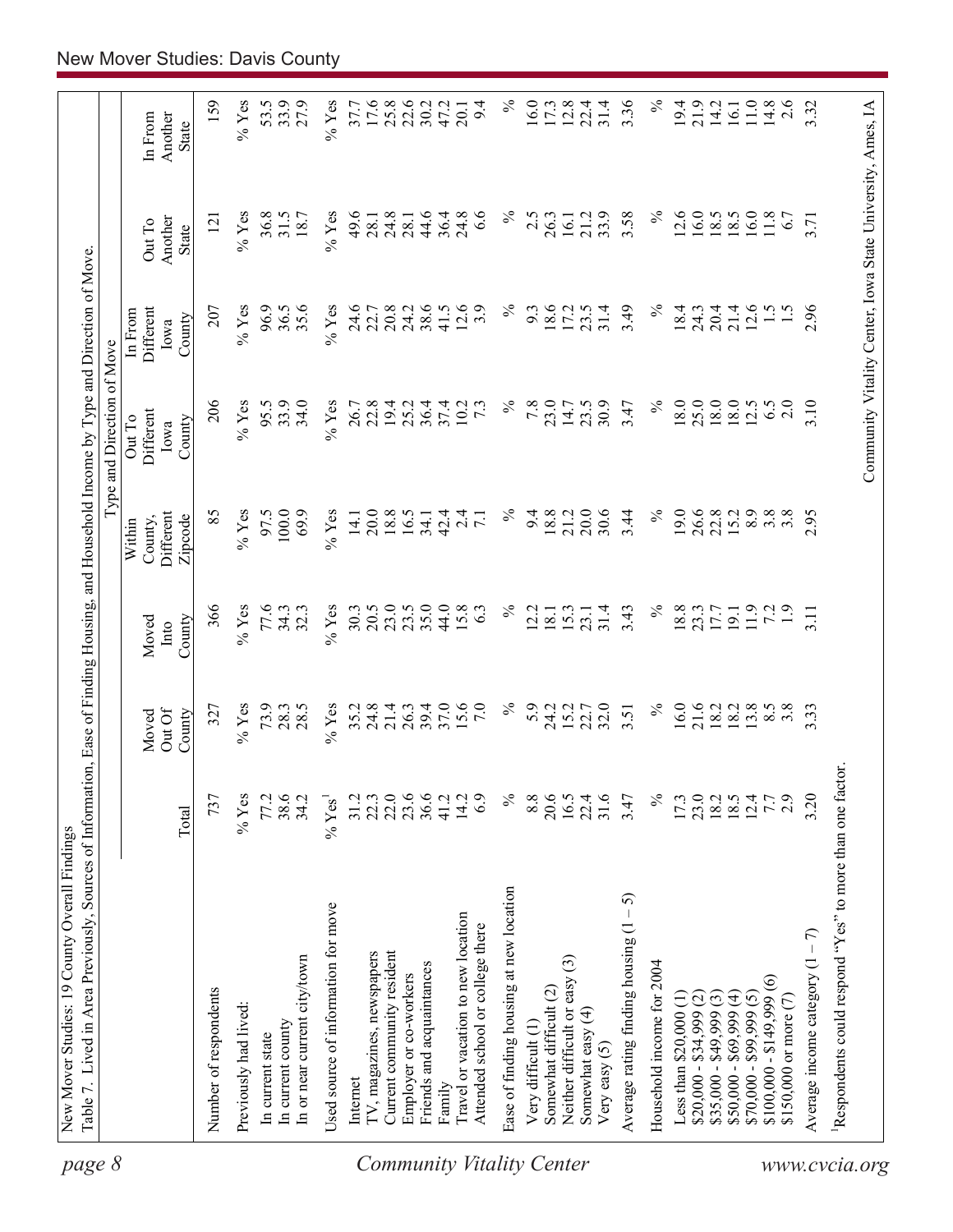New Mover Studies: 19 County Overall Findings

Table 7. Lived in Area Previously, Sources of Information, Ease of Finding Housing, and Household Income by Type and Direction of Move.

| | Total | Moved Out Of County | Moved Into County | Within County, Different Zipcode | Out To Different Iowa County | In From Different Iowa County | Out To Another State | In From Another State |
|---|---|---|---|---|---|---|---|---|
| | | | | Type and Direction of Move | | | | |
| Number of respondents | 737 | 327 | 366 | 85 | 206 | 207 | 121 | 159 |
| Previously had lived: | % Yes | % Yes | % Yes | % Yes | % Yes | % Yes | % Yes | % Yes |
| In current state | 77.2 | 73.9 | 77.6 | 97.5 | 95.5 | 96.9 | 36.8 | 53.5 |
| In current county | 38.6 | 28.3 | 34.3 | 100.0 | 33.9 | 36.5 | 31.5 | 33.9 |
| In or near current city/town | 34.2 | 28.5 | 32.3 | 69.9 | 34.0 | 35.6 | 18.7 | 27.9 |
| Used source of information for move | % Yes[1] | % Yes | % Yes | % Yes | % Yes | % Yes | % Yes | % Yes |
| Internet | 31.2 | 35.2 | 30.3 | 14.1 | 26.7 | 24.6 | 49.6 | 37.7 |
| TV, magazines, newspapers | 22.3 | 24.8 | 20.5 | 20.0 | 22.8 | 22.7 | 28.1 | 17.6 |
| Current community resident | 22.0 | 21.4 | 23.0 | 18.8 | 19.4 | 20.8 | 24.8 | 25.8 |
| Employer or co-workers | 23.6 | 26.3 | 23.5 | 16.5 | 25.2 | 24.2 | 28.1 | 22.6 |
| Friends and acquaintances | 36.6 | 39.4 | 35.0 | 34.1 | 36.4 | 38.6 | 44.6 | 30.2 |
| Family | 41.2 | 37.0 | 44.0 | 42.4 | 37.4 | 41.5 | 36.4 | 47.2 |
| Travel or vacation to new location | 14.2 | 15.6 | 15.8 | 2.4 | 10.2 | 12.6 | 24.8 | 20.1 |
| Attended school or college there | 6.9 | 7.0 | 6.3 | 7.1 | 7.3 | 3.9 | 6.6 | 9.4 |
| Ease of finding housing at new location | % | % | % | % | % | % | % | % |
| Very difficult (1) | 8.8 | 5.9 | 12.2 | 9.4 | 7.8 | 9.3 | 2.5 | 16.0 |
| Somewhat difficult (2) | 20.6 | 24.2 | 18.1 | 18.8 | 23.0 | 18.6 | 26.3 | 17.3 |
| Neither difficult or easy (3) | 16.5 | 15.2 | 15.3 | 21.2 | 14.7 | 17.2 | 16.1 | 12.8 |
| Somewhat easy (4) | 22.4 | 22.7 | 23.1 | 20.0 | 23.5 | 23.5 | 21.2 | 22.4 |
| Very easy (5) | 31.6 | 32.0 | 31.4 | 30.6 | 30.9 | 31.4 | 33.9 | 31.4 |
| Average rating finding housing (1 – 5) | 3.47 | 3.51 | 3.43 | 3.44 | 3.47 | 3.49 | 3.58 | 3.36 |
| Household income for 2004 | % | % | % | % | % | % | % | % |
| Less than $20,000 (1) | 17.3 | 16.0 | 18.8 | 19.0 | 18.0 | 18.4 | 12.6 | 19.4 |
| $20,000 - $34,999 (2) | 23.0 | 21.6 | 23.3 | 26.6 | 25.0 | 24.3 | 16.0 | 21.9 |
| $35,000 - $49,999 (3) | 18.2 | 18.2 | 17.7 | 22.8 | 18.0 | 20.4 | 18.5 | 14.2 |
| $50,000 - $69,999 (4) | 18.5 | 18.2 | 19.1 | 15.2 | 18.0 | 21.4 | 18.5 | 16.1 |
| $70,000 - $99,999 (5) | 12.4 | 13.8 | 11.9 | 8.9 | 12.5 | 12.6 | 16.0 | 11.0 |
| $100,000 - $149,999 (6) | 7.7 | 8.5 | 7.2 | 3.8 | 6.5 | 1.5 | 11.8 | 14.8 |
| $150,000 or more (7) | 2.9 | 3.8 | 1.9 | 3.8 | 2.0 | 1.5 | 6.7 | 2.6 |
| Average income category (1 – 7) | 3.20 | 3.33 | 3.11 | 2.95 | 3.10 | 2.96 | 3.71 | 3.32 |

[1]Respondents could respond "Yes" to more than one factor.

Community Vitality Center, Iowa State University, Ames, IA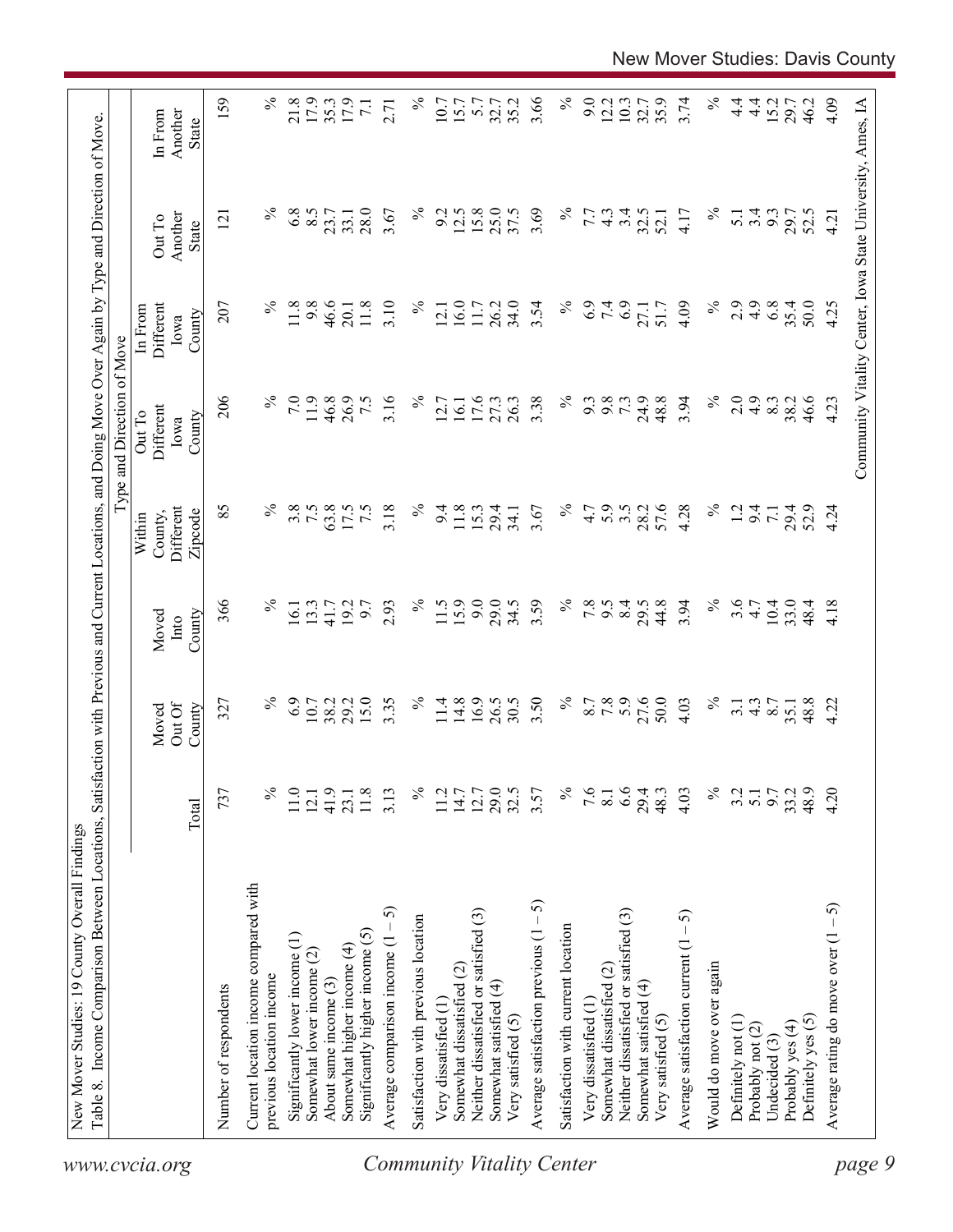New Mover Studies: 19 County Overall Findings

Table 8. Income Comparison Between Locations, Satisfaction with Previous and Current Locations, and Doing Move Over Again by Type and Direction of Move.

| | Total | Moved Out Of County | Moved Into County | Within County, Different Zipcode | Out To Different Iowa County | In From Different Iowa County | Out To Another State | In From Another State |
|---|---|---|---|---|---|---|---|---|
| | | | | Type and Direction of Move | | | | |
| Number of respondents | 737 | 327 | 366 | 85 | 206 | 207 | 121 | 159 |
| Current location income compared with previous location income | % | % | % | % | % | % | % | % |
| Significantly lower income (1) | 11.0 | 6.9 | 16.1 | 3.8 | 7.0 | 11.8 | 6.8 | 21.8 |
| Somewhat lower income (2) | 12.1 | 10.7 | 13.3 | 7.5 | 11.9 | 9.8 | 8.5 | 17.9 |
| About same income (3) | 41.9 | 38.2 | 41.7 | 63.8 | 46.8 | 46.6 | 23.7 | 35.3 |
| Somewhat higher income (4) | 23.1 | 29.2 | 19.2 | 17.5 | 26.9 | 20.1 | 33.1 | 17.9 |
| Significantly higher income (5) | 11.8 | 15.0 | 9.7 | 7.5 | 7.5 | 11.8 | 28.0 | 7.1 |
| Average comparison income (1 – 5) | 3.13 | 3.35 | 2.93 | 3.18 | 3.16 | 3.10 | 3.67 | 2.71 |
| Satisfaction with previous location | % | % | % | % | % | % | % | % |
| Very dissatisfied (1) | 11.2 | 11.4 | 11.5 | 9.4 | 12.7 | 12.1 | 9.2 | 10.7 |
| Somewhat dissatisfied (2) | 14.7 | 14.8 | 15.9 | 11.8 | 16.1 | 16.0 | 12.5 | 15.7 |
| Neither dissatisfied or satisfied (3) | 12.7 | 16.9 | 9.0 | 15.3 | 17.6 | 11.7 | 15.8 | 5.7 |
| Somewhat satisfied (4) | 29.0 | 26.5 | 29.0 | 29.4 | 27.3 | 26.2 | 25.0 | 32.7 |
| Very satisfied (5) | 32.5 | 30.5 | 34.5 | 34.1 | 26.3 | 34.0 | 37.5 | 35.2 |
| Average satisfaction previous (1 – 5) | 3.57 | 3.50 | 3.59 | 3.67 | 3.38 | 3.54 | 3.69 | 3.66 |
| Satisfaction with current location | % | % | % | % | % | % | % | % |
| Very dissatisfied (1) | 7.6 | 8.7 | 7.8 | 4.7 | 9.3 | 6.9 | 7.7 | 9.0 |
| Somewhat dissatisfied (2) | 8.1 | 7.8 | 9.5 | 5.9 | 9.8 | 7.4 | 4.3 | 12.2 |
| Neither dissatisfied or satisfied (3) | 6.6 | 5.9 | 8.4 | 3.5 | 7.3 | 6.9 | 3.4 | 10.3 |
| Somewhat satisfied (4) | 29.4 | 27.6 | 29.5 | 28.2 | 24.9 | 27.1 | 32.5 | 32.7 |
| Very satisfied (5) | 48.3 | 50.0 | 44.8 | 57.6 | 48.8 | 51.7 | 52.1 | 35.9 |
| Average satisfaction current (1 – 5) | 4.03 | 4.03 | 3.94 | 4.28 | 3.94 | 4.09 | 4.17 | 3.74 |
| Would do move over again | % | % | % | % | % | % | % | % |
| Definitely not (1) | 3.2 | 3.1 | 3.6 | 1.2 | 2.0 | 2.9 | 5.1 | 4.4 |
| Probably not (2) | 5.1 | 4.3 | 4.7 | 9.4 | 4.9 | 4.9 | 3.4 | 4.4 |
| Undecided (3) | 9.7 | 8.7 | 10.4 | 7.1 | 8.3 | 6.8 | 9.3 | 15.2 |
| Probably yes (4) | 33.2 | 35.1 | 33.0 | 29.4 | 38.2 | 35.4 | 29.7 | 29.7 |
| Definitely yes (5) | 48.9 | 48.8 | 48.4 | 52.9 | 46.6 | 50.0 | 52.5 | 46.2 |
| Average rating do move over (1 – 5) | 4.20 | 4.22 | 4.18 | 4.24 | 4.23 | 4.25 | 4.21 | 4.09 |

Community Vitality Center, Iowa State University, Ames, IA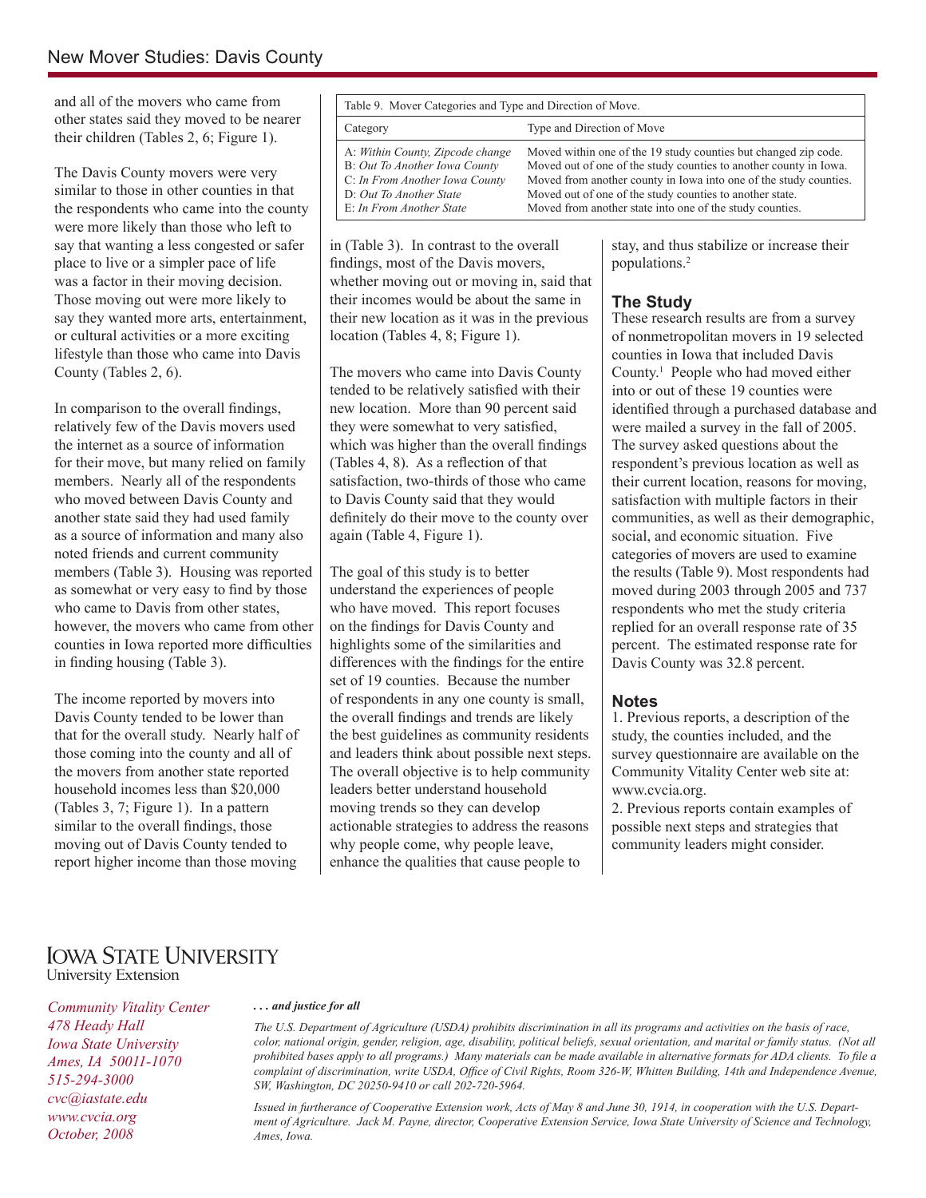and all of the movers who came from other states said they moved to be nearer their children (Tables 2, 6; Figure 1).

The Davis County movers were very similar to those in other counties in that the respondents who came into the county were more likely than those who left to say that wanting a less congested or safer place to live or a simpler pace of life was a factor in their moving decision. Those moving out were more likely to say they wanted more arts, entertainment, or cultural activities or a more exciting lifestyle than those who came into Davis County (Tables 2, 6).

In comparison to the overall findings, relatively few of the Davis movers used the internet as a source of information for their move, but many relied on family members. Nearly all of the respondents who moved between Davis County and another state said they had used family as a source of information and many also noted friends and current community members (Table 3). Housing was reported as somewhat or very easy to find by those who came to Davis from other states, however, the movers who came from other counties in Iowa reported more difficulties in finding housing (Table 3).

The income reported by movers into Davis County tended to be lower than that for the overall study. Nearly half of those coming into the county and all of the movers from another state reported household incomes less than $20,000 (Tables 3, 7; Figure 1). In a pattern similar to the overall findings, those moving out of Davis County tended to report higher income than those moving in (Table 3). In contrast to the overall findings, most of the Davis movers, whether moving out or moving in, said that their incomes would be about the same in their new location as it was in the previous location (Tables 4, 8; Figure 1).

The movers who came into Davis County tended to be relatively satisfied with their new location. More than 90 percent said they were somewhat to very satisfied, which was higher than the overall findings (Tables 4, 8). As a reflection of that satisfaction, two-thirds of those who came to Davis County said that they would definitely do their move to the county over again (Table 4, Figure 1).

The goal of this study is to better understand the experiences of people who have moved. This report focuses on the findings for Davis County and highlights some of the similarities and differences with the findings for the entire set of 19 counties. Because the number of respondents in any one county is small, the overall findings and trends are likely the best guidelines as community residents and leaders think about possible next steps. The overall objective is to help community leaders better understand household moving trends so they can develop actionable strategies to address the reasons why people come, why people leave, enhance the qualities that cause people to stay, and thus stabilize or increase their populations.[2]

Table 9. Mover Categories and Type and Direction of Move.

| Category | Type and Direction of Move |
|---|---|
| A: *Within County, Zipcode change* | Moved within one of the 19 study counties but changed zip code. |
| B: *Out To Another Iowa County* | Moved out of one of the study counties to another county in Iowa. |
| C: *In From Another Iowa County* | Moved from another county in Iowa into one of the study counties. |
| D: *Out To Another State* | Moved out of one of the study counties to another state. |
| E: *In From Another State* | Moved from another state into one of the study counties. |

## The Study

These research results are from a survey of nonmetropolitan movers in 19 selected counties in Iowa that included Davis County.[1] People who had moved either into or out of these 19 counties were identified through a purchased database and were mailed a survey in the fall of 2005. The survey asked questions about the respondent's previous location as well as their current location, reasons for moving, satisfaction with multiple factors in their communities, as well as their demographic, social, and economic situation. Five categories of movers are used to examine the results (Table 9). Most respondents had moved during 2003 through 2005 and 737 respondents who met the study criteria replied for an overall response rate of 35 percent. The estimated response rate for Davis County was 32.8 percent.

## Notes

1. Previous reports, a description of the study, the counties included, and the survey questionnaire are available on the Community Vitality Center web site at: www.cvcia.org.
2. Previous reports contain examples of possible next steps and strategies that community leaders might consider.

IOWA STATE UNIVERSITY
University Extension

*Community Vitality Center*
*478 Heady Hall*
*Iowa State University*
*Ames, IA 50011-1070*
*515-294-3000*
*cvc@iastate.edu*
*www.cvcia.org*
*October, 2008*

***. . . and justice for all***

*The U.S. Department of Agriculture (USDA) prohibits discrimination in all its programs and activities on the basis of race, color, national origin, gender, religion, age, disability, political beliefs, sexual orientation, and marital or family status. (Not all prohibited bases apply to all programs.) Many materials can be made available in alternative formats for ADA clients. To file a complaint of discrimination, write USDA, Office of Civil Rights, Room 326-W, Whitten Building, 14th and Independence Avenue, SW, Washington, DC 20250-9410 or call 202-720-5964.*

*Issued in furtherance of Cooperative Extension work, Acts of May 8 and June 30, 1914, in cooperation with the U.S. Department of Agriculture. Jack M. Payne, director, Cooperative Extension Service, Iowa State University of Science and Technology, Ames, Iowa.*